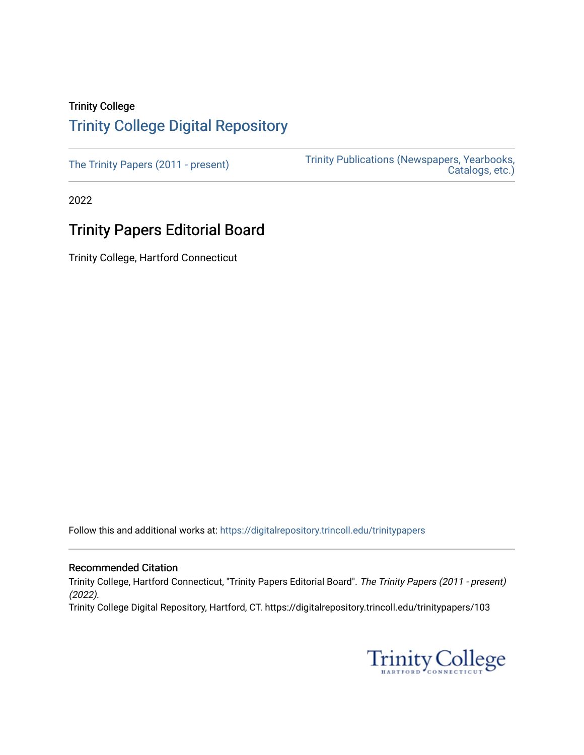Trinity College

## Trinity College Digital Repository

The Trinity Papers (2011 - present)

Trinity Publications (Newspapers, Yearbooks, Catalogs, etc.)

2022

# Trinity Papers Editorial Board

Trinity College, Hartford Connecticut

Follow this and additional works at: https://digitalrepository.trincoll.edu/trinitypapers

### Recommended Citation

Trinity College, Hartford Connecticut, "Trinity Papers Editorial Board". *The Trinity Papers (2011 - present) (2022).*

Trinity College Digital Repository, Hartford, CT. https://digitalrepository.trincoll.edu/trinitypapers/103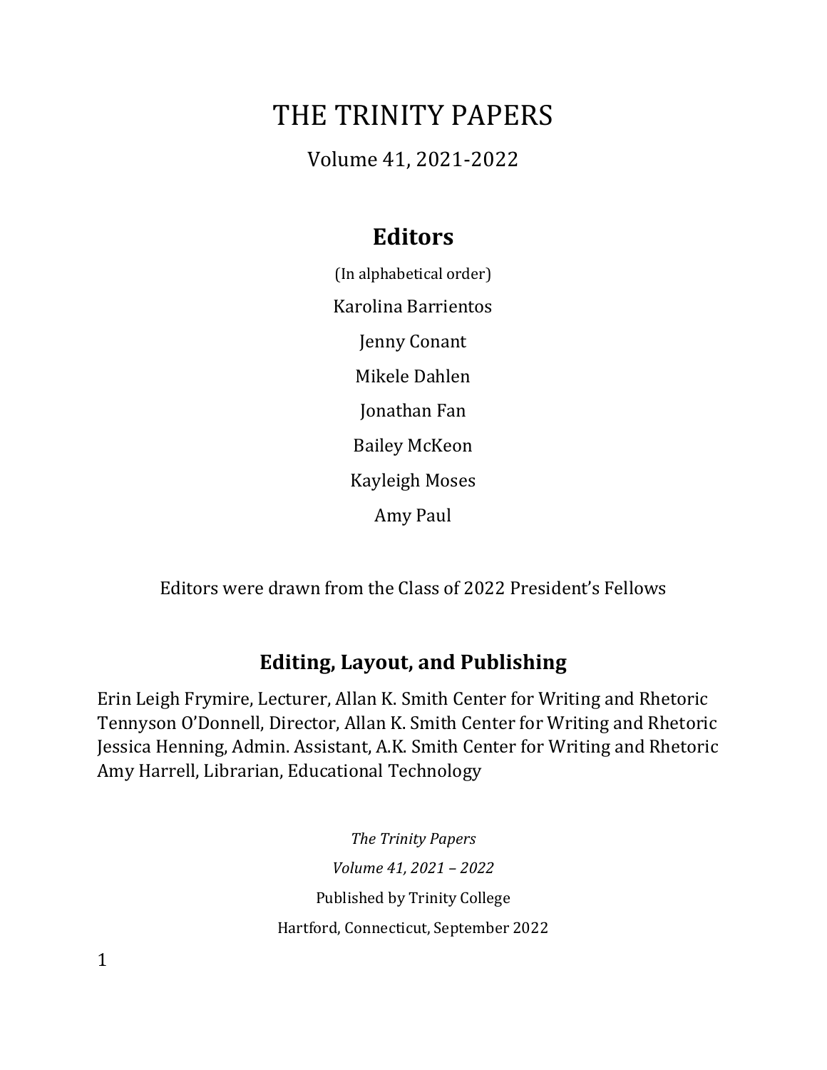# THE TRINITY PAPERS

Volume 41, 2021-2022

## Editors

(In alphabetical order)

Karolina Barrientos

Jenny Conant

Mikele Dahlen

Jonathan Fan

Bailey McKeon

Kayleigh Moses

Amy Paul

Editors were drawn from the Class of 2022 President's Fellows

## Editing, Layout, and Publishing

Erin Leigh Frymire, Lecturer, Allan K. Smith Center for Writing and Rhetoric
Tennyson O'Donnell, Director, Allan K. Smith Center for Writing and Rhetoric
Jessica Henning, Admin. Assistant, A.K. Smith Center for Writing and Rhetoric
Amy Harrell, Librarian, Educational Technology

*The Trinity Papers*

*Volume 41, 2021 – 2022*

Published by Trinity College

Hartford, Connecticut, September 2022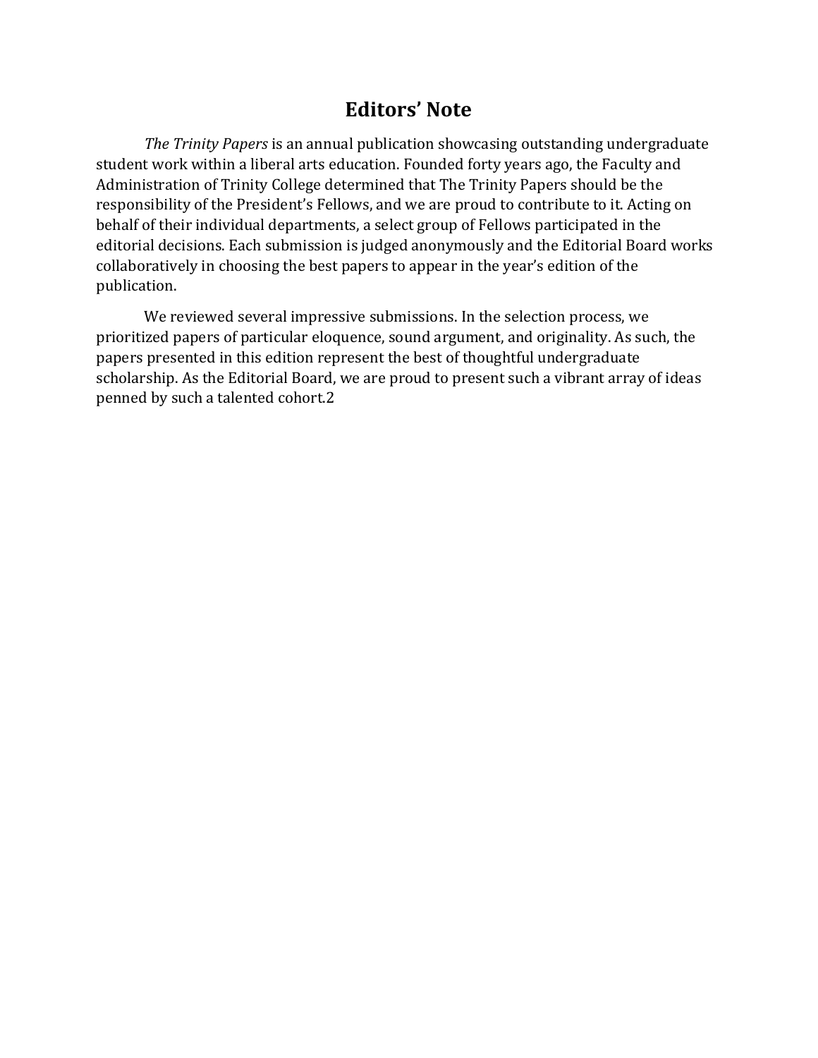# Editors' Note

*The Trinity Papers* is an annual publication showcasing outstanding undergraduate student work within a liberal arts education. Founded forty years ago, the Faculty and Administration of Trinity College determined that The Trinity Papers should be the responsibility of the President's Fellows, and we are proud to contribute to it. Acting on behalf of their individual departments, a select group of Fellows participated in the editorial decisions. Each submission is judged anonymously and the Editorial Board works collaboratively in choosing the best papers to appear in the year's edition of the publication.

We reviewed several impressive submissions. In the selection process, we prioritized papers of particular eloquence, sound argument, and originality. As such, the papers presented in this edition represent the best of thoughtful undergraduate scholarship. As the Editorial Board, we are proud to present such a vibrant array of ideas penned by such a talented cohort.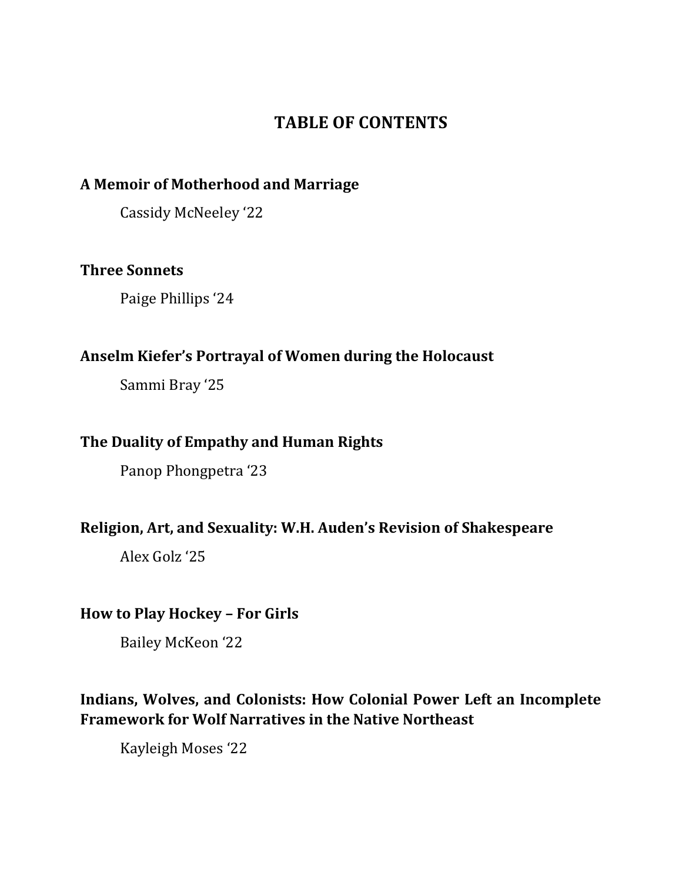# TABLE OF CONTENTS

**A Memoir of Motherhood and Marriage**

Cassidy McNeeley ‘22

**Three Sonnets**

Paige Phillips ‘24

**Anselm Kiefer’s Portrayal of Women during the Holocaust**

Sammi Bray ‘25

**The Duality of Empathy and Human Rights**

Panop Phongpetra ‘23

**Religion, Art, and Sexuality: W.H. Auden’s Revision of Shakespeare**

Alex Golz ‘25

**How to Play Hockey – For Girls**

Bailey McKeon ‘22

**Indians, Wolves, and Colonists: How Colonial Power Left an Incomplete Framework for Wolf Narratives in the Native Northeast**

Kayleigh Moses ‘22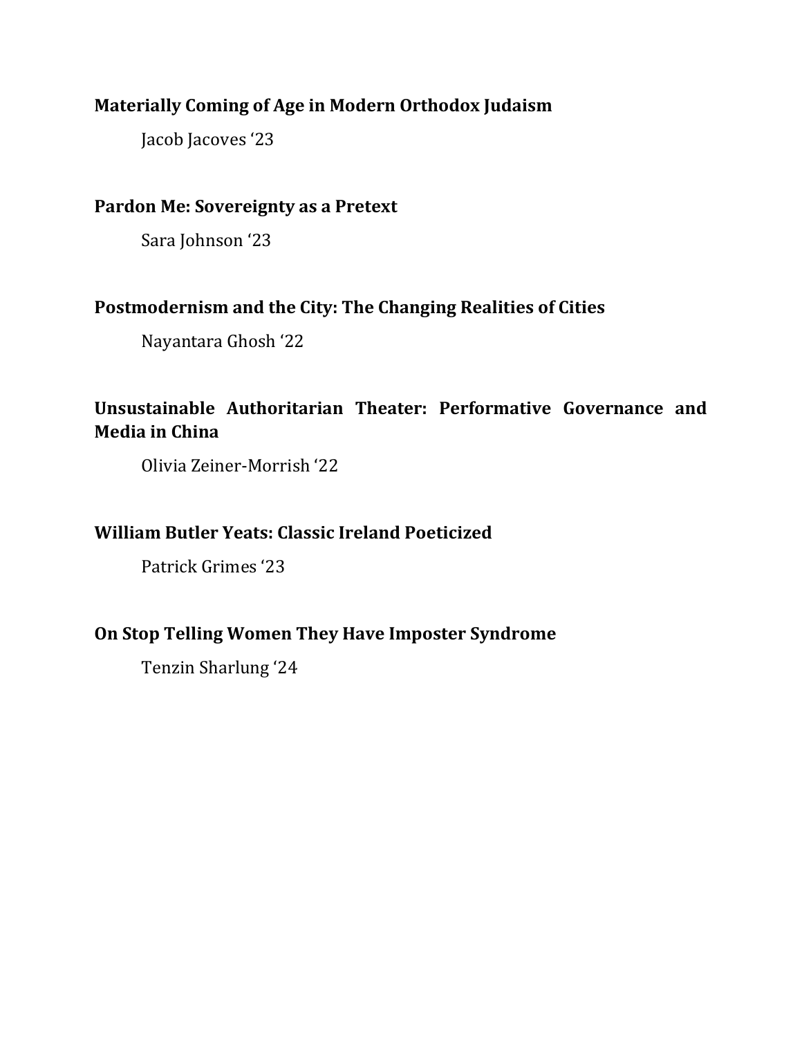**Materially Coming of Age in Modern Orthodox Judaism**

Jacob Jacoves ‘23

**Pardon Me: Sovereignty as a Pretext**

Sara Johnson ‘23

**Postmodernism and the City: The Changing Realities of Cities**

Nayantara Ghosh ‘22

**Unsustainable Authoritarian Theater: Performative Governance and Media in China**

Olivia Zeiner-Morrish ‘22

**William Butler Yeats: Classic Ireland Poeticized**

Patrick Grimes ‘23

**On Stop Telling Women They Have Imposter Syndrome**

Tenzin Sharlung ‘24